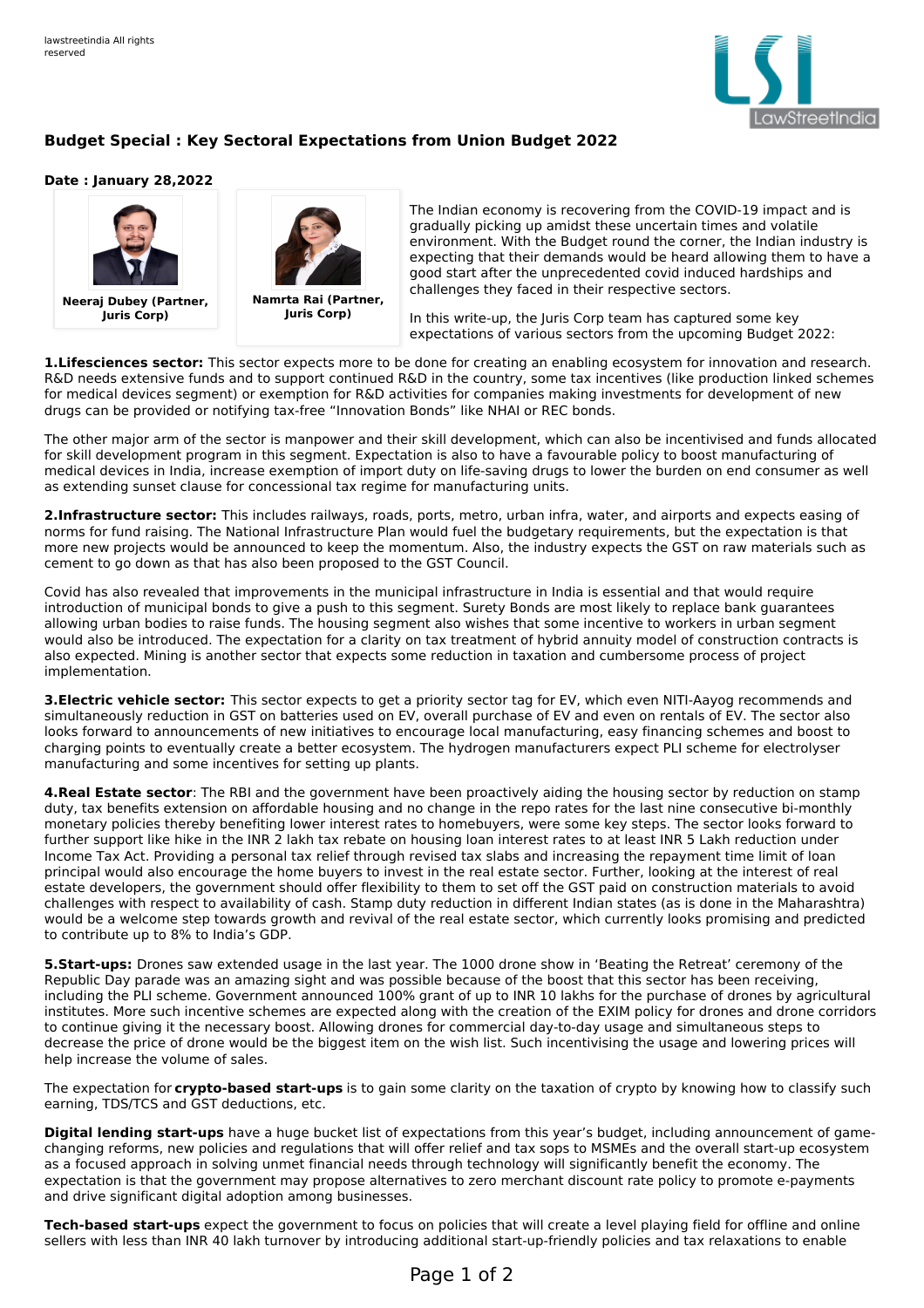lawstreetindia All rights reserved

# Budget Special : Key Sectoral Expectations from Union Budget 2022

**Date : January 28,2022**

**Neeraj Dubey (Partner, Juris Corp)**

**Namrta Rai (Partner, Juris Corp)**

The Indian economy is recovering from the COVID-19 impact and is gradually picking up amidst these uncertain times and volatile environment. With the Budget round the corner, the Indian industry is expecting that their demands would be heard allowing them to have a good start after the unprecedented covid induced hardships and challenges they faced in their respective sectors.

In this write-up, the Juris Corp team has captured some key expectations of various sectors from the upcoming Budget 2022:

**1.Lifesciences sector:** This sector expects more to be done for creating an enabling ecosystem for innovation and research. R&D needs extensive funds and to support continued R&D in the country, some tax incentives (like production linked schemes for medical devices segment) or exemption for R&D activities for companies making investments for development of new drugs can be provided or notifying tax-free "Innovation Bonds" like NHAI or REC bonds.

The other major arm of the sector is manpower and their skill development, which can also be incentivised and funds allocated for skill development program in this segment. Expectation is also to have a favourable policy to boost manufacturing of medical devices in India, increase exemption of import duty on life-saving drugs to lower the burden on end consumer as well as extending sunset clause for concessional tax regime for manufacturing units.

**2.Infrastructure sector:** This includes railways, roads, ports, metro, urban infra, water, and airports and expects easing of norms for fund raising. The National Infrastructure Plan would fuel the budgetary requirements, but the expectation is that more new projects would be announced to keep the momentum. Also, the industry expects the GST on raw materials such as cement to go down as that has also been proposed to the GST Council.

Covid has also revealed that improvements in the municipal infrastructure in India is essential and that would require introduction of municipal bonds to give a push to this segment. Surety Bonds are most likely to replace bank guarantees allowing urban bodies to raise funds. The housing segment also wishes that some incentive to workers in urban segment would also be introduced. The expectation for a clarity on tax treatment of hybrid annuity model of construction contracts is also expected. Mining is another sector that expects some reduction in taxation and cumbersome process of project implementation.

**3.Electric vehicle sector:** This sector expects to get a priority sector tag for EV, which even NITI-Aayog recommends and simultaneously reduction in GST on batteries used on EV, overall purchase of EV and even on rentals of EV. The sector also looks forward to announcements of new initiatives to encourage local manufacturing, easy financing schemes and boost to charging points to eventually create a better ecosystem. The hydrogen manufacturers expect PLI scheme for electrolyser manufacturing and some incentives for setting up plants.

**4.Real Estate sector**: The RBI and the government have been proactively aiding the housing sector by reduction on stamp duty, tax benefits extension on affordable housing and no change in the repo rates for the last nine consecutive bi-monthly monetary policies thereby benefiting lower interest rates to homebuyers, were some key steps. The sector looks forward to further support like hike in the INR 2 lakh tax rebate on housing loan interest rates to at least INR 5 Lakh reduction under Income Tax Act. Providing a personal tax relief through revised tax slabs and increasing the repayment time limit of loan principal would also encourage the home buyers to invest in the real estate sector. Further, looking at the interest of real estate developers, the government should offer flexibility to them to set off the GST paid on construction materials to avoid challenges with respect to availability of cash. Stamp duty reduction in different Indian states (as is done in the Maharashtra) would be a welcome step towards growth and revival of the real estate sector, which currently looks promising and predicted to contribute up to 8% to India's GDP.

**5.Start-ups:** Drones saw extended usage in the last year. The 1000 drone show in 'Beating the Retreat' ceremony of the Republic Day parade was an amazing sight and was possible because of the boost that this sector has been receiving, including the PLI scheme. Government announced 100% grant of up to INR 10 lakhs for the purchase of drones by agricultural institutes. More such incentive schemes are expected along with the creation of the EXIM policy for drones and drone corridors to continue giving it the necessary boost. Allowing drones for commercial day-to-day usage and simultaneous steps to decrease the price of drone would be the biggest item on the wish list. Such incentivising the usage and lowering prices will help increase the volume of sales.

The expectation for **crypto-based start-ups** is to gain some clarity on the taxation of crypto by knowing how to classify such earning, TDS/TCS and GST deductions, etc.

**Digital lending start-ups** have a huge bucket list of expectations from this year's budget, including announcement of game-changing reforms, new policies and regulations that will offer relief and tax sops to MSMEs and the overall start-up ecosystem as a focused approach in solving unmet financial needs through technology will significantly benefit the economy. The expectation is that the government may propose alternatives to zero merchant discount rate policy to promote e-payments and drive significant digital adoption among businesses.

**Tech-based start-ups** expect the government to focus on policies that will create a level playing field for offline and online sellers with less than INR 40 lakh turnover by introducing additional start-up-friendly policies and tax relaxations to enable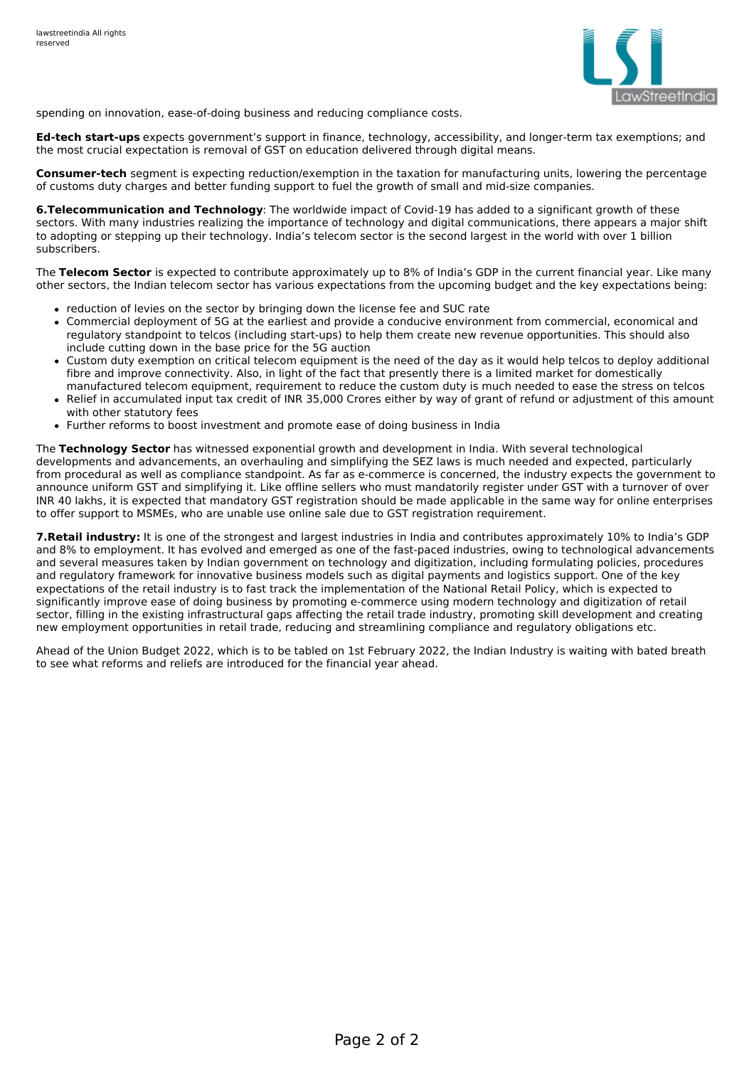spending on innovation, ease-of-doing business and reducing compliance costs.

**Ed-tech start-ups** expects government's support in finance, technology, accessibility, and longer-term tax exemptions; and the most crucial expectation is removal of GST on education delivered through digital means.

**Consumer-tech** segment is expecting reduction/exemption in the taxation for manufacturing units, lowering the percentage of customs duty charges and better funding support to fuel the growth of small and mid-size companies.

**6.Telecommunication and Technology**: The worldwide impact of Covid-19 has added to a significant growth of these sectors. With many industries realizing the importance of technology and digital communications, there appears a major shift to adopting or stepping up their technology. India's telecom sector is the second largest in the world with over 1 billion subscribers.

The **Telecom Sector** is expected to contribute approximately up to 8% of India's GDP in the current financial year. Like many other sectors, the Indian telecom sector has various expectations from the upcoming budget and the key expectations being:

- reduction of levies on the sector by bringing down the license fee and SUC rate
- Commercial deployment of 5G at the earliest and provide a conducive environment from commercial, economical and regulatory standpoint to telcos (including start-ups) to help them create new revenue opportunities. This should also include cutting down in the base price for the 5G auction
- Custom duty exemption on critical telecom equipment is the need of the day as it would help telcos to deploy additional fibre and improve connectivity. Also, in light of the fact that presently there is a limited market for domestically manufactured telecom equipment, requirement to reduce the custom duty is much needed to ease the stress on telcos
- Relief in accumulated input tax credit of INR 35,000 Crores either by way of grant of refund or adjustment of this amount with other statutory fees
- Further reforms to boost investment and promote ease of doing business in India

The **Technology Sector** has witnessed exponential growth and development in India. With several technological developments and advancements, an overhauling and simplifying the SEZ laws is much needed and expected, particularly from procedural as well as compliance standpoint. As far as e-commerce is concerned, the industry expects the government to announce uniform GST and simplifying it. Like offline sellers who must mandatorily register under GST with a turnover of over INR 40 lakhs, it is expected that mandatory GST registration should be made applicable in the same way for online enterprises to offer support to MSMEs, who are unable use online sale due to GST registration requirement.

**7.Retail industry:** It is one of the strongest and largest industries in India and contributes approximately 10% to India's GDP and 8% to employment. It has evolved and emerged as one of the fast-paced industries, owing to technological advancements and several measures taken by Indian government on technology and digitization, including formulating policies, procedures and regulatory framework for innovative business models such as digital payments and logistics support. One of the key expectations of the retail industry is to fast track the implementation of the National Retail Policy, which is expected to significantly improve ease of doing business by promoting e-commerce using modern technology and digitization of retail sector, filling in the existing infrastructural gaps affecting the retail trade industry, promoting skill development and creating new employment opportunities in retail trade, reducing and streamlining compliance and regulatory obligations etc.

Ahead of the Union Budget 2022, which is to be tabled on 1st February 2022, the Indian Industry is waiting with bated breath to see what reforms and reliefs are introduced for the financial year ahead.